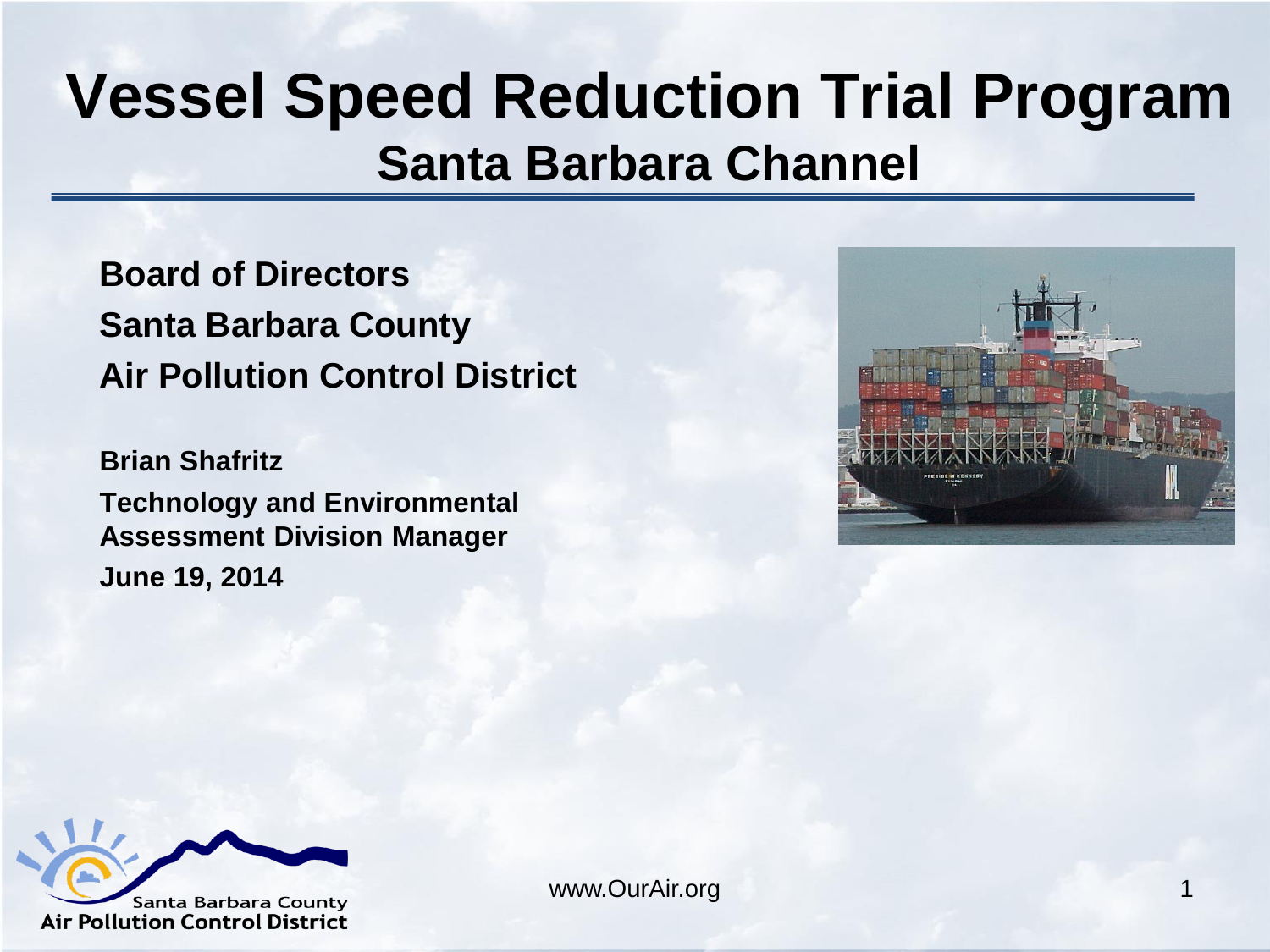# Vessel Speed Reduction Trial Program

## Santa Barbara Channel

**Board of Directors**
**Santa Barbara County**
**Air Pollution Control District**

**Brian Shafritz**
**Technology and Environmental Assessment Division Manager**
**June 19, 2014**

Santa Barbara County
Air Pollution Control District

www.OurAir.org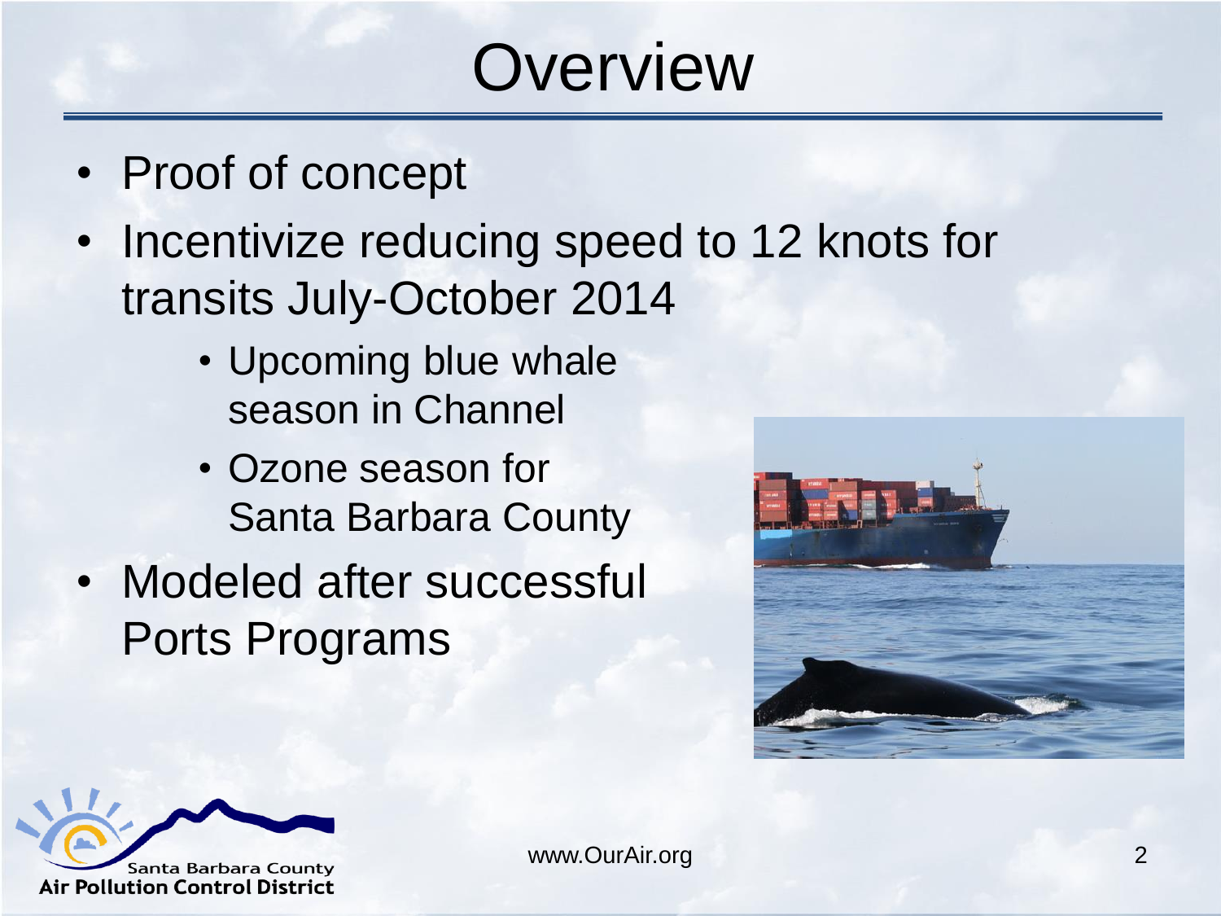# Overview

- Proof of concept
- Incentivize reducing speed to 12 knots for transits July-October 2014
  - Upcoming blue whale season in Channel
  - Ozone season for Santa Barbara County
- Modeled after successful Ports Programs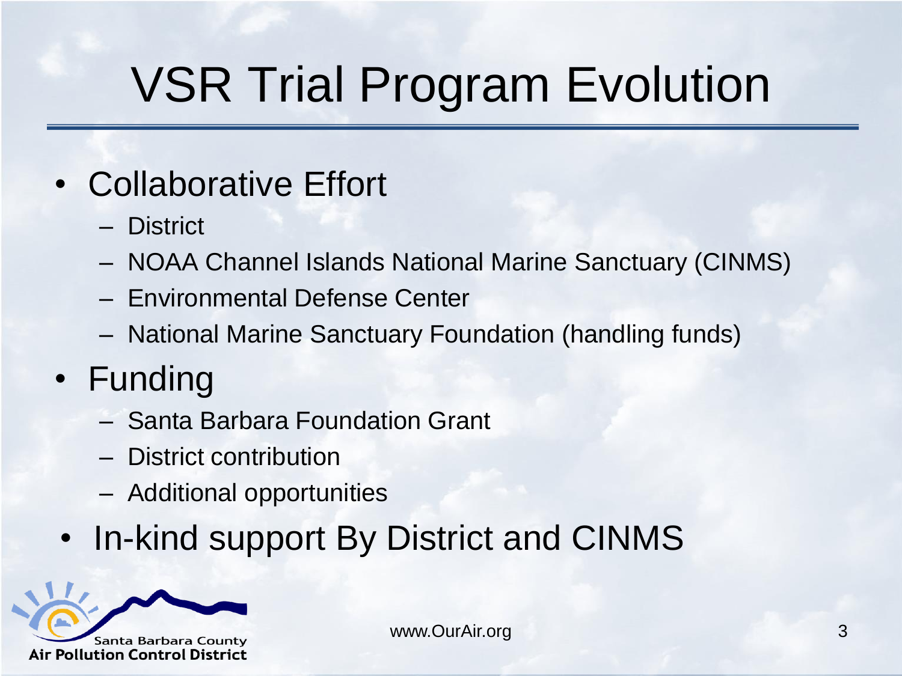# VSR Trial Program Evolution

- Collaborative Effort
  - District
  - NOAA Channel Islands National Marine Sanctuary (CINMS)
  - Environmental Defense Center
  - National Marine Sanctuary Foundation (handling funds)
- Funding
  - Santa Barbara Foundation Grant
  - District contribution
  - Additional opportunities
- In-kind support By District and CINMS

Santa Barbara County Air Pollution Control District

www.OurAir.org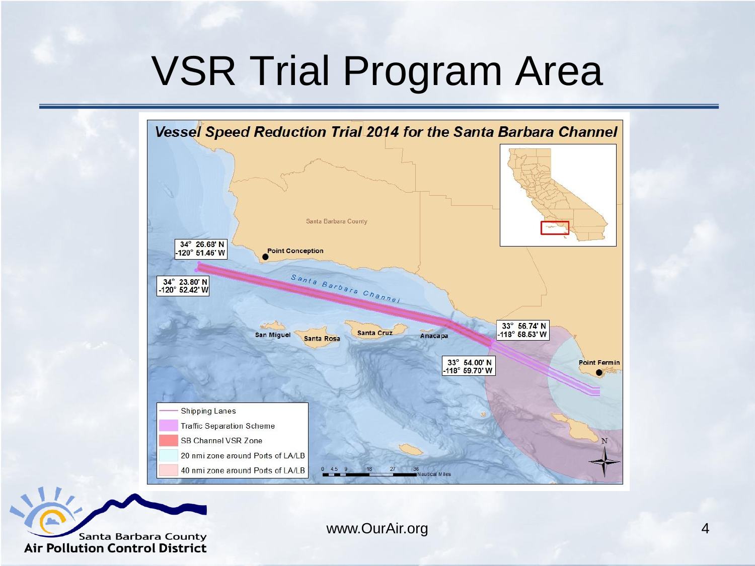# VSR Trial Program Area

**Vessel Speed Reduction Trial 2014 for the Santa Barbara Channel**

Santa Barbara County

34° 26.68' N
-120° 51.46' W

Point Conception

34° 23.80' N
-120° 52.42' W

Santa Barbara Channel

33° 56.74' N
-118° 58.53' W

San Miguel

Santa Rosa

Santa Cruz

Anacapa

33° 54.00' N
-118° 59.70' W

Point Fermin

- Shipping Lanes
- Traffic Separation Scheme
- SB Channel VSR Zone
- 20 nmi zone around Ports of LA/LB
- 40 nmi zone around Ports of LA/LB

0 4.5 9 18 27 36 Nautical Miles

N

Santa Barbara County Air Pollution Control District

www.OurAir.org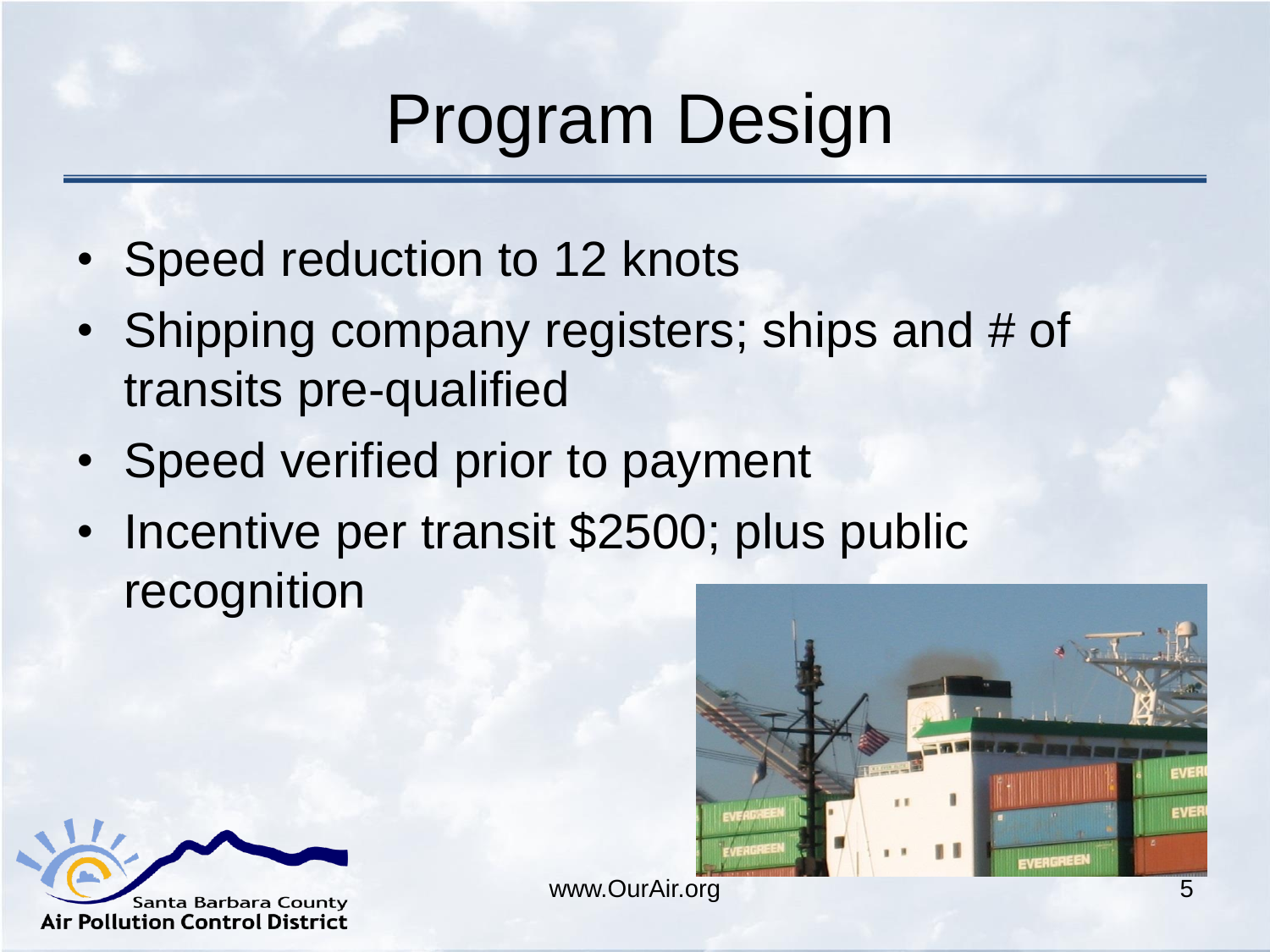# Program Design

- Speed reduction to 12 knots
- Shipping company registers; ships and # of transits pre-qualified
- Speed verified prior to payment
- Incentive per transit $2500; plus public recognition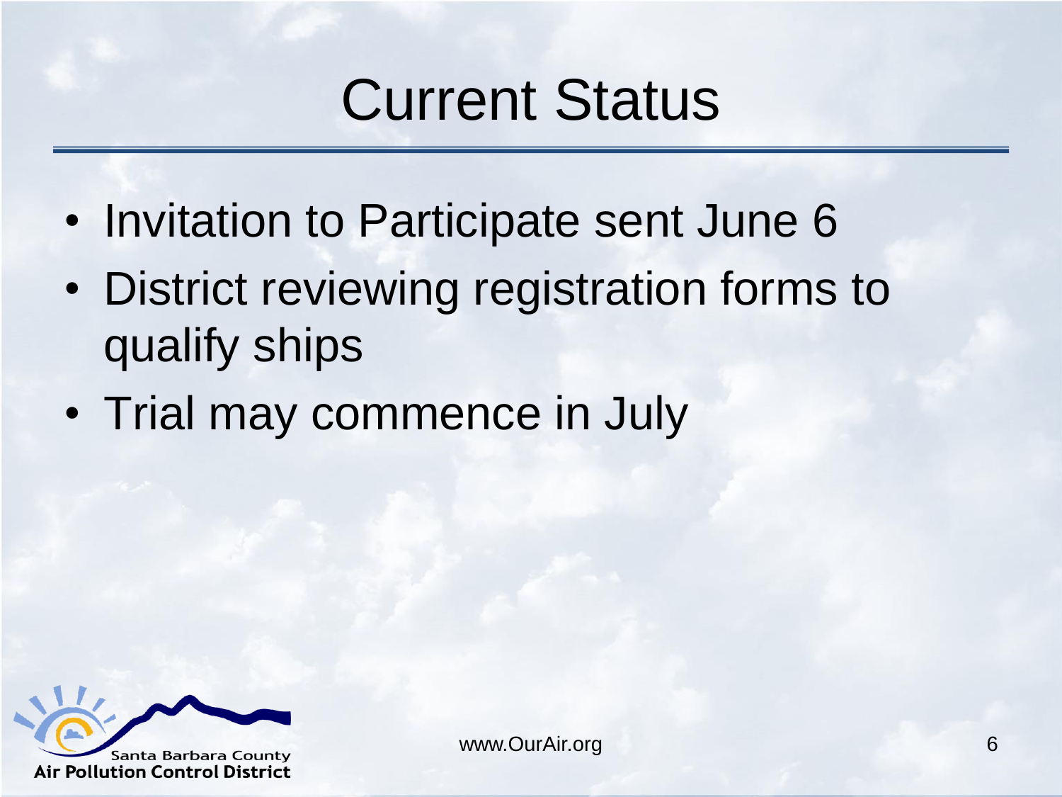# Current Status

- Invitation to Participate sent June 6
- District reviewing registration forms to qualify ships
- Trial may commence in July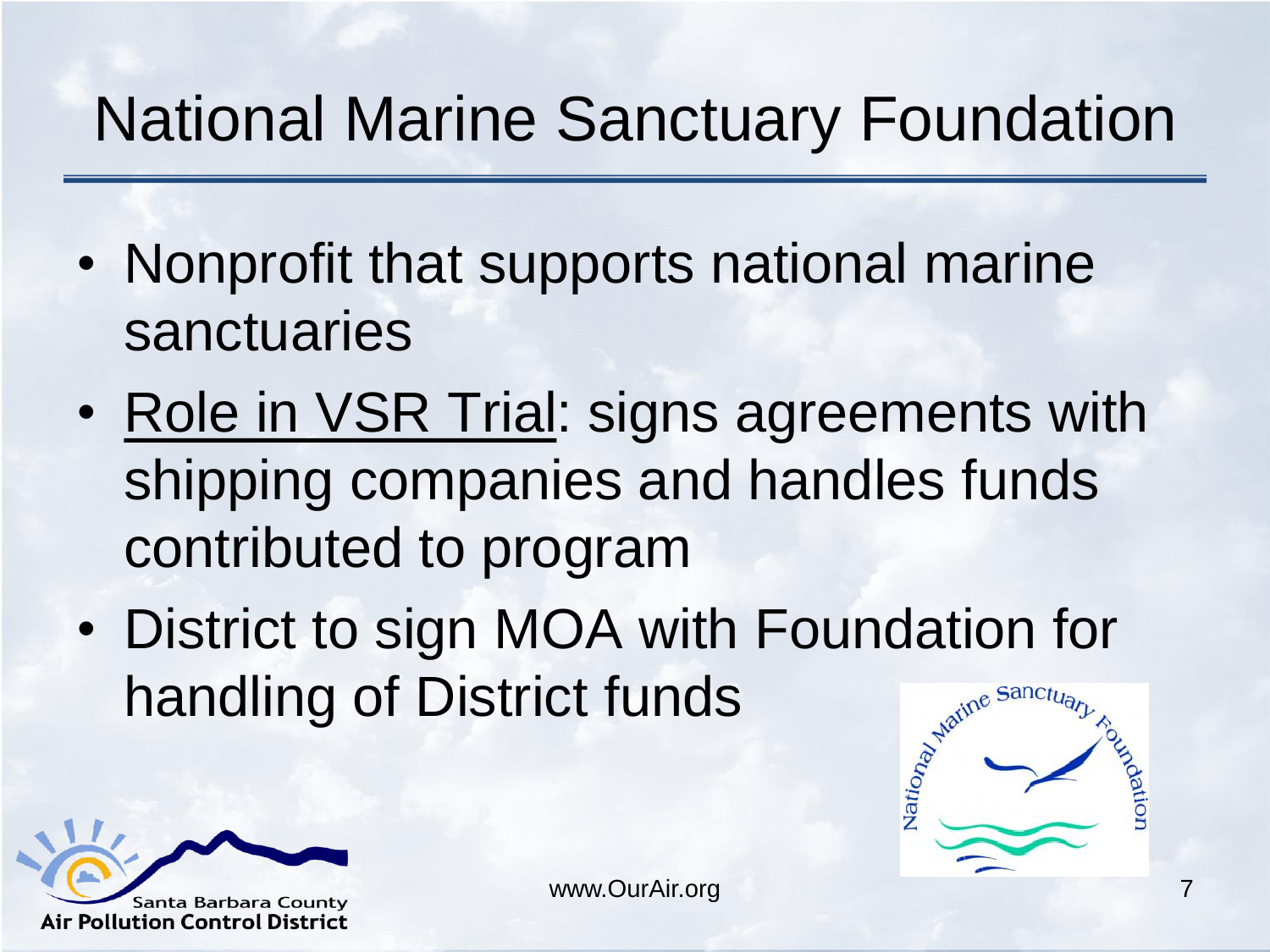# National Marine Sanctuary Foundation

- Nonprofit that supports national marine sanctuaries
- Role in VSR Trial: signs agreements with shipping companies and handles funds contributed to program
- District to sign MOA with Foundation for handling of District funds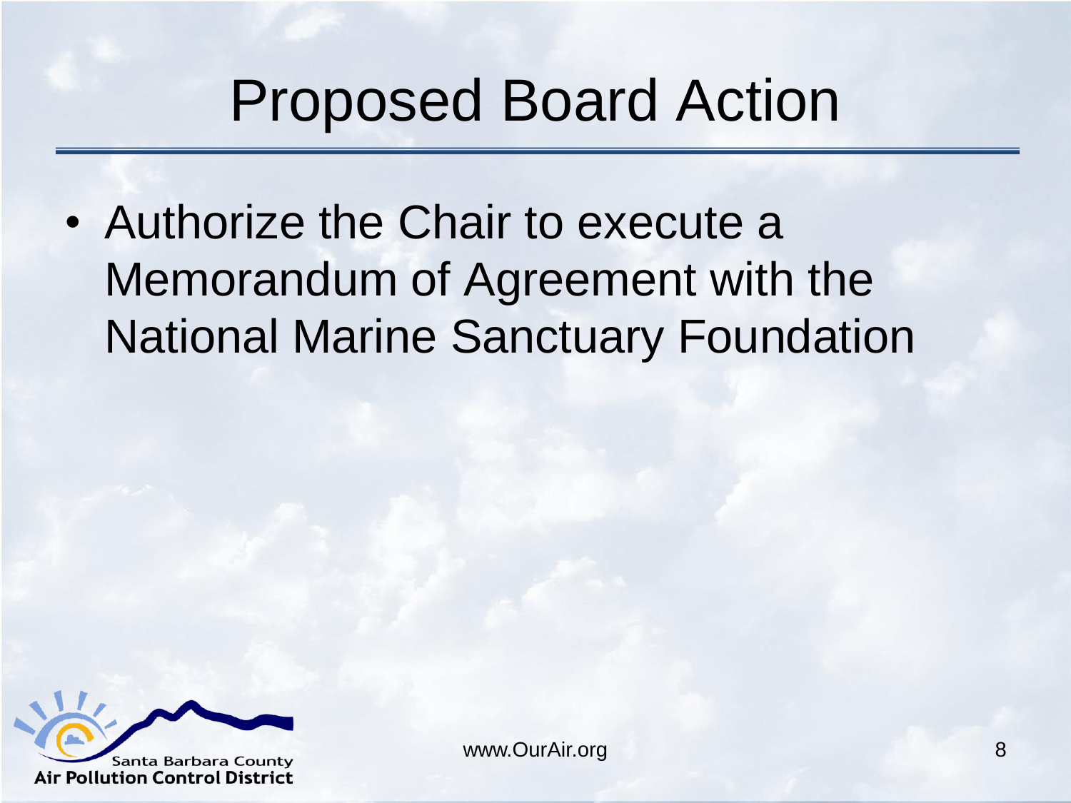# Proposed Board Action

- Authorize the Chair to execute a Memorandum of Agreement with the National Marine Sanctuary Foundation